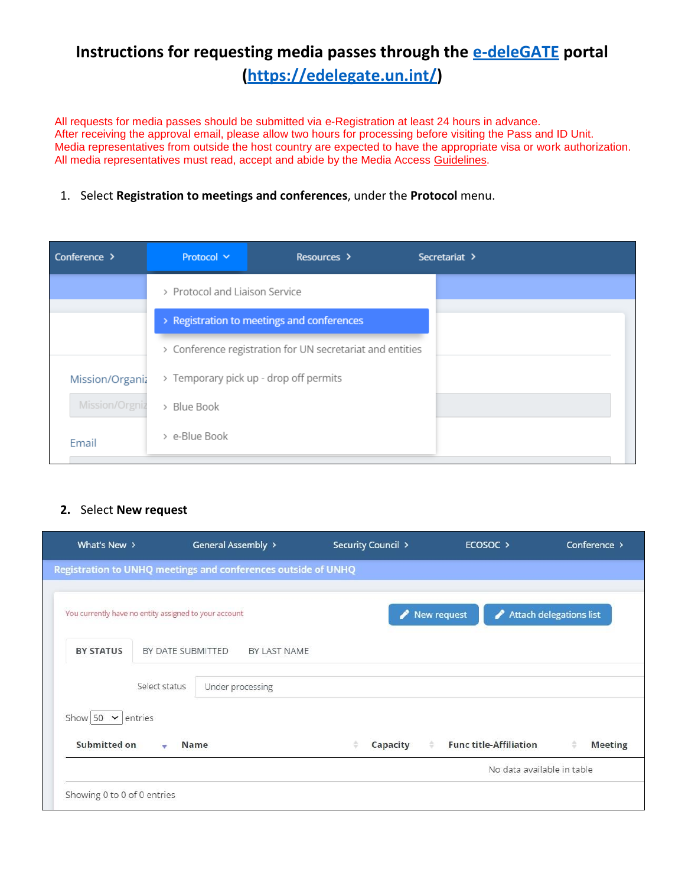# Instructions for requesting media passes through the [e-deleGATE](https://edelegate.un.int/) portal ([https://edelegate.un.int/](https://edelegate.un.int/))

All requests for media passes should be submitted via e-Registration at least 24 hours in advance.
After receiving the approval email, please allow two hours for processing before visiting the Pass and ID Unit.
Media representatives from outside the host country are expected to have the appropriate visa or work authorization.
All media representatives must read, accept and abide by the Media Access Guidelines.

1. Select **Registration to meetings and conferences**, under the **Protocol** menu.

2. Select **New request**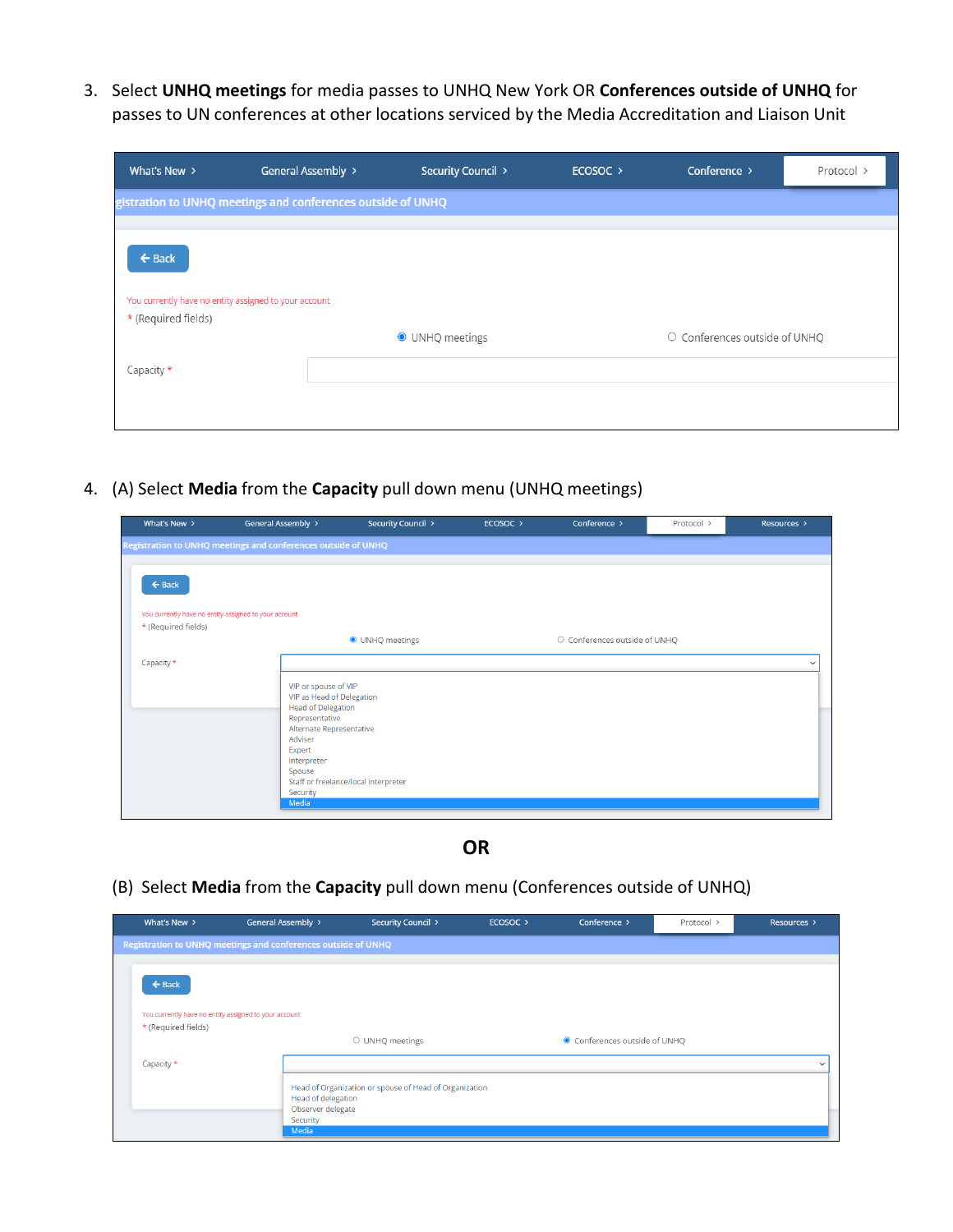3. Select **UNHQ meetings** for media passes to UNHQ New York OR **Conferences outside of UNHQ** for passes to UN conferences at other locations serviced by the Media Accreditation and Liaison Unit

What's New › General Assembly › Security Council › ECOSOC › Conference › Protocol ›

gistration to UNHQ meetings and conferences outside of UNHQ

Back

You currently have no entity assigned to your account

* (Required fields)

UNHQ meetings Conferences outside of UNHQ

Capacity *

4. (A) Select **Media** from the **Capacity** pull down menu (UNHQ meetings)

What's New › General Assembly › Security Council › ECOSOC › Conference › Protocol › Resources ›

Registration to UNHQ meetings and conferences outside of UNHQ

Back

You currently have no entity assigned to your account

* (Required fields)

UNHQ meetings Conferences outside of UNHQ

Capacity *

VIP or spouse of VIP
VIP as Head of Delegation
Head of Delegation
Representative
Alternate Representative
Adviser
Expert
Interpreter
Spouse
Staff or freelance/local interpreter
Security
Media

**OR**

(B) Select **Media** from the **Capacity** pull down menu (Conferences outside of UNHQ)

What's New › General Assembly › Security Council › ECOSOC › Conference › Protocol › Resources ›

Registration to UNHQ meetings and conferences outside of UNHQ

Back

You currently have no entity assigned to your account

* (Required fields)

UNHQ meetings Conferences outside of UNHQ

Capacity *

Head of Organization or spouse of Head of Organization
Head of delegation
Observer delegate
Security
Media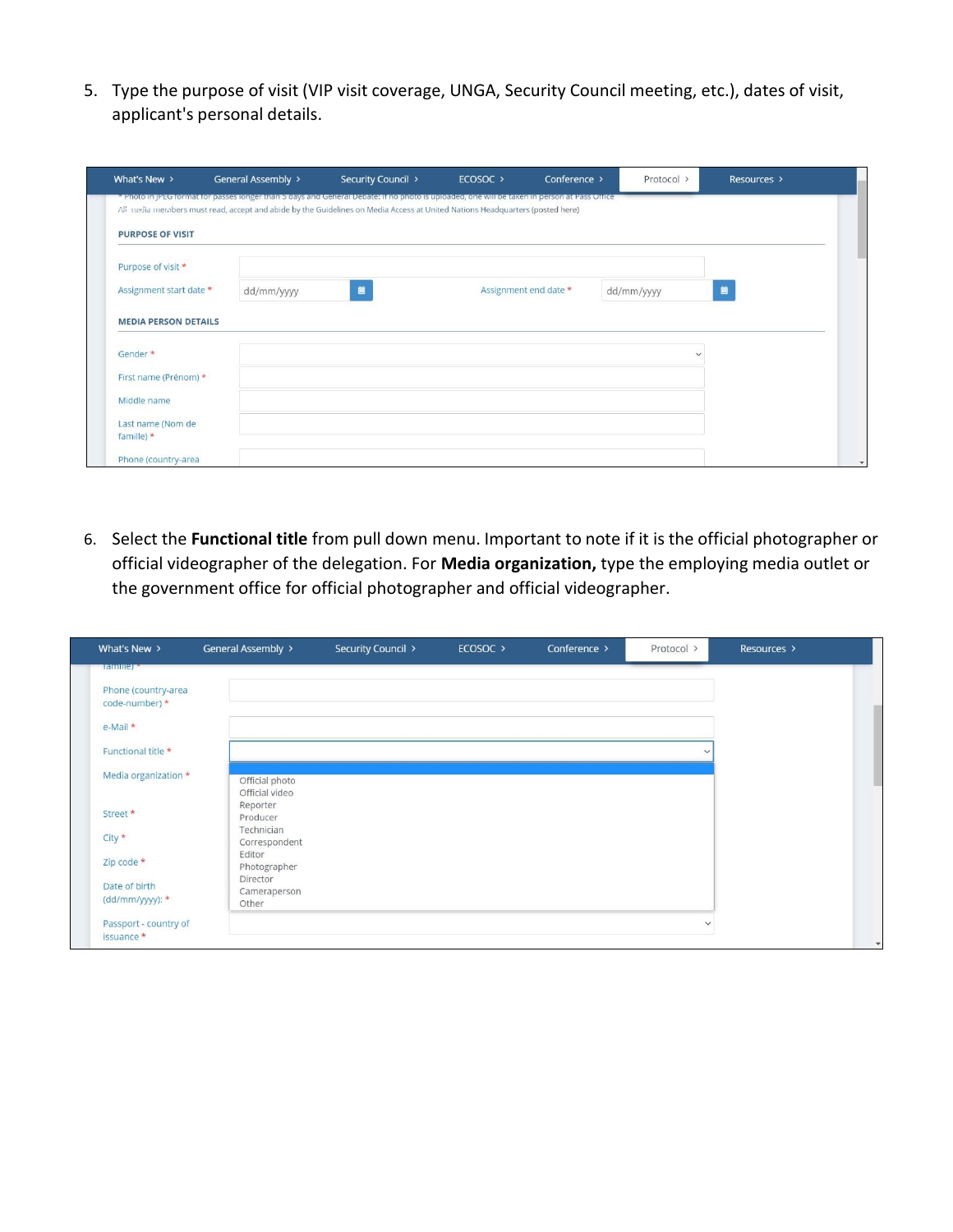5. Type the purpose of visit (VIP visit coverage, UNGA, Security Council meeting, etc.), dates of visit, applicant's personal details.

6. Select the **Functional title** from pull down menu. Important to note if it is the official photographer or official videographer of the delegation. For **Media organization,** type the employing media outlet or the government office for official photographer and official videographer.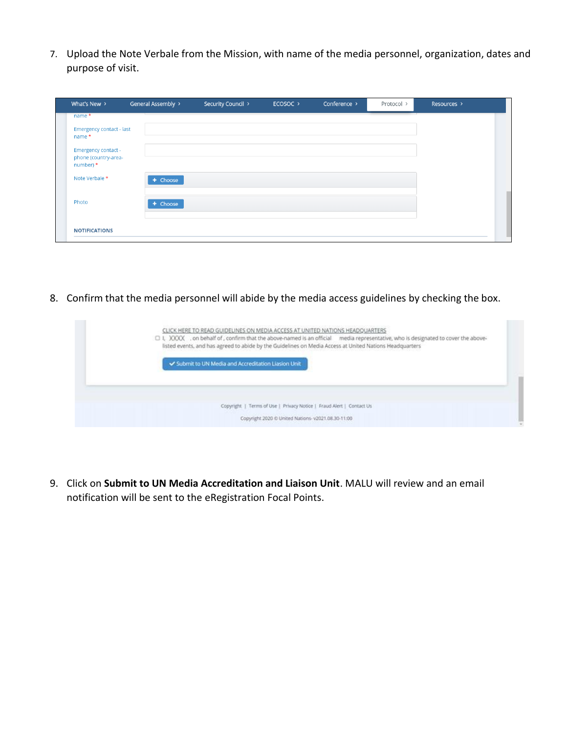7. Upload the Note Verbale from the Mission, with name of the media personnel, organization, dates and purpose of visit.

What's New › General Assembly › Security Council › ECOSOC › Conference › Protocol › Resources ›

name *

Emergency contact - last name *

Emergency contact - phone (country-area-number) *

Note Verbale * + Choose

Photo + Choose

NOTIFICATIONS

8. Confirm that the media personnel will abide by the media access guidelines by checking the box.

CLICK HERE TO READ GUIDELINES ON MEDIA ACCESS AT UNITED NATIONS HEADQUARTERS

I, XXXX , on behalf of , confirm that the above-named is an official media representative, who is designated to cover the above-listed events, and has agreed to abide by the Guidelines on Media Access at United Nations Headquarters

Submit to UN Media and Accreditation Liaison Unit

Copyright | Terms of Use | Privacy Notice | Fraud Alert | Contact Us

Copyright 2020 © United Nations- v2021.08.30-11:00

9. Click on **Submit to UN Media Accreditation and Liaison Unit**. MALU will review and an email notification will be sent to the eRegistration Focal Points.